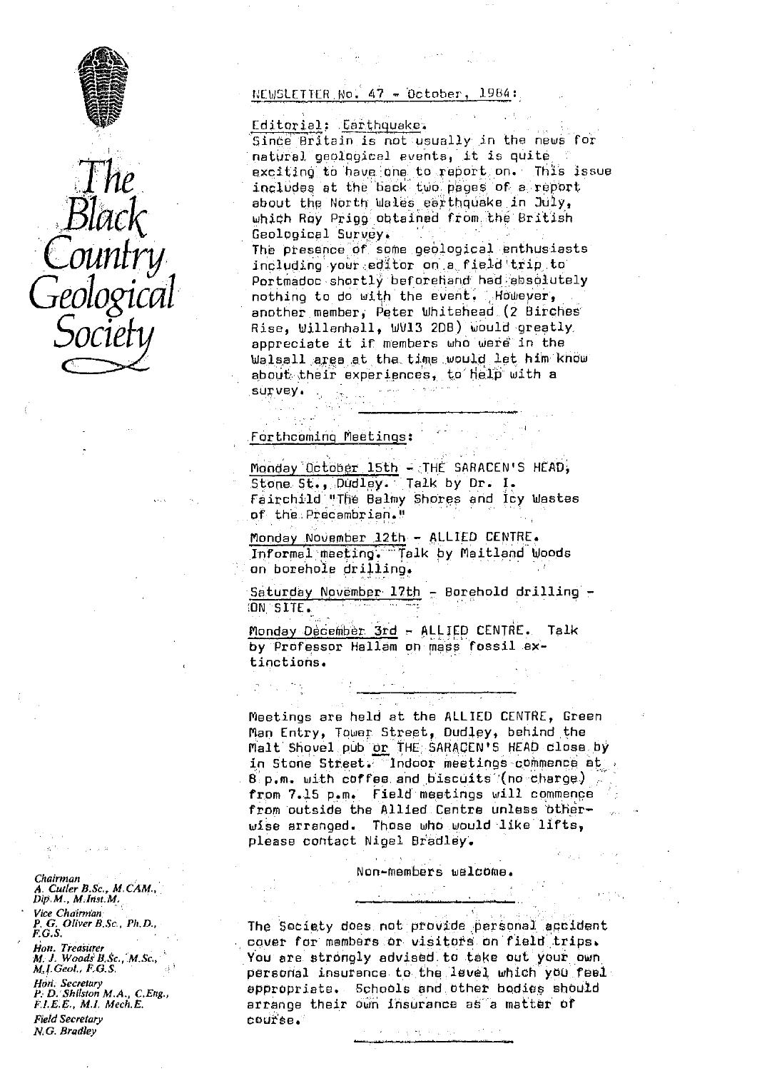# The Black Country Geological Society

NEWSLETTER No. 47 - October, 1984:

## Editorial: Earthquake.

Since Britain is not usually in the news for natural geological events, it is quite exciting to have one to report on. This issue includes at the back two pages of a report about the North Wales earthquake in July, which Roy Prigg obtained from the British Geological Survey.

The presence of some geological enthusiasts including your editor on a field trip to Portmadoc shortly beforehand had absolutely nothing to do with the event. However, another member, Peter Whitehead (2 Birches Rise, Willenhall, WV13 2DB) would greatly appreciate it if members who were in the Walsall area at the time would let him know about their experiences, to help with a survey.

---

## Forthcoming Meetings:

Monday October 15th - THE SARACEN'S HEAD, Stone St., Dudley. Talk by Dr. I. Fairchild "The Balmy Shores and Icy Wastes of the Precambrian."

Monday November 12th - ALLIED CENTRE. Informal meeting. Talk by Maitland Woods on borehole drilling.

Saturday November 17th - Borehold drilling - ON SITE.

Monday December 3rd - ALLIED CENTRE. Talk by Professor Hallam on mass fossil extinctions.

---

Meetings are held at the ALLIED CENTRE, Green Man Entry, Tower Street, Dudley, behind the Malt Shovel pub or THE SARACEN'S HEAD close by in Stone Street. Indoor meetings commence at 8 p.m. with coffee and biscuits (no charge) from 7.15 p.m. Field meetings will commence from outside the Allied Centre unless otherwise arranged. Those who would like lifts, please contact Nigel Bradley.

Non-members welcome.

---

The Society does not provide personal accident cover for members or visitors on field trips. You are strongly advised to take out your own personal insurance to the level which you feel appropriate. Schools and other bodies should arrange their own insurance as a matter of course.

---

*Chairman*
A. Cutler B.Sc., M.CAM., Dip.M., M.Inst.M.

*Vice Chairman*
P. G. Oliver B.Sc., Ph.D., F.G.S.

*Hon. Treasurer*
M. J. Woods B.Sc., M.Sc., M.I.Geol., F.G.S.

*Hon. Secretary*
P. D. Shilston M.A., C.Eng., F.I.E.E., M.I. Mech.E.

*Field Secretary*
N.G. Bradley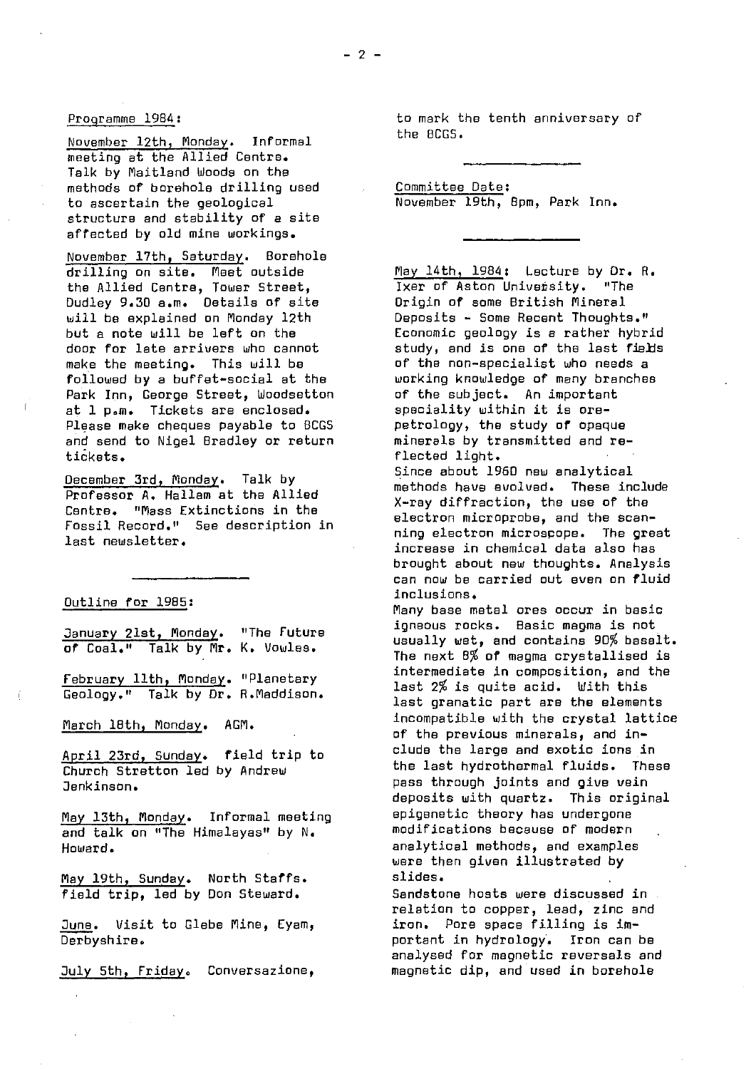Programme 1984:

November 12th, Monday. Informal meeting at the Allied Centre. Talk by Maitland Woods on the methods of borehole drilling used to ascertain the geological structure and stability of a site affected by old mine workings.

November 17th, Saturday. Borehole drilling on site. Meet outside the Allied Centre, Tower Street, Dudley 9.30 a.m. Details of site will be explained on Monday 12th but a note will be left on the door for late arrivers who cannot make the meeting. This will be followed by a buffet-social at the Park Inn, George Street, Woodsetton at 1 p.m. Tickets are enclosed. Please make cheques payable to BCGS and send to Nigel Bradley or return tickets.

December 3rd, Monday. Talk by Professor A. Hallam at the Allied Centre. "Mass Extinctions in the Fossil Record." See description in last newsletter.

---

Outline for 1985:

January 21st, Monday. "The Future of Coal." Talk by Mr. K. Vowles.

February 11th, Monday. "Planetary Geology." Talk by Dr. R.Maddison.

March 18th, Monday. AGM.

April 23rd, Sunday. field trip to Church Stretton led by Andrew Jenkinson.

May 13th, Monday. Informal meeting and talk on "The Himalayas" by N. Howard.

May 19th, Sunday. North Staffs. field trip, led by Don Steward.

June. Visit to Glebe Mine, Eyam, Derbyshire.

July 5th, Friday. Conversazione, to mark the tenth anniversary of the BCGS.

---

Committee Date:
November 19th, 8pm, Park Inn.

---

May 14th, 1984: Lecture by Dr. R. Ixer of Aston University. "The Origin of some British Mineral Deposits - Some Recent Thoughts." Economic geology is a rather hybrid study, and is one of the last fields of the non-specialist who needs a working knowledge of many branches of the subject. An important speciality within it is ore-petrology, the study of opaque minerals by transmitted and reflected light.

Since about 1960 new analytical methods have evolved. These include X-ray diffraction, the use of the electron microprobe, and the scanning electron microscope. The great increase in chemical data also has brought about new thoughts. Analysis can now be carried out even on fluid inclusions.

Many base metal ores occur in basic igneous rocks. Basic magma is not usually wet, and contains 90% basalt. The next 8% of magma crystallised is intermediate in composition, and the last 2% is quite acid. With this last granatic part are the elements incompatible with the crystal lattice of the previous minerals, and include the large and exotic ions in the last hydrothermal fluids. These pass through joints and give vein deposits with quartz. This original epigenetic theory has undergone modifications because of modern analytical methods, and examples were then given illustrated by slides.

Sandstone hosts were discussed in relation to copper, lead, zinc and iron. Pore space filling is important in hydrology. Iron can be analysed for magnetic reversals and magnetic dip, and used in borehole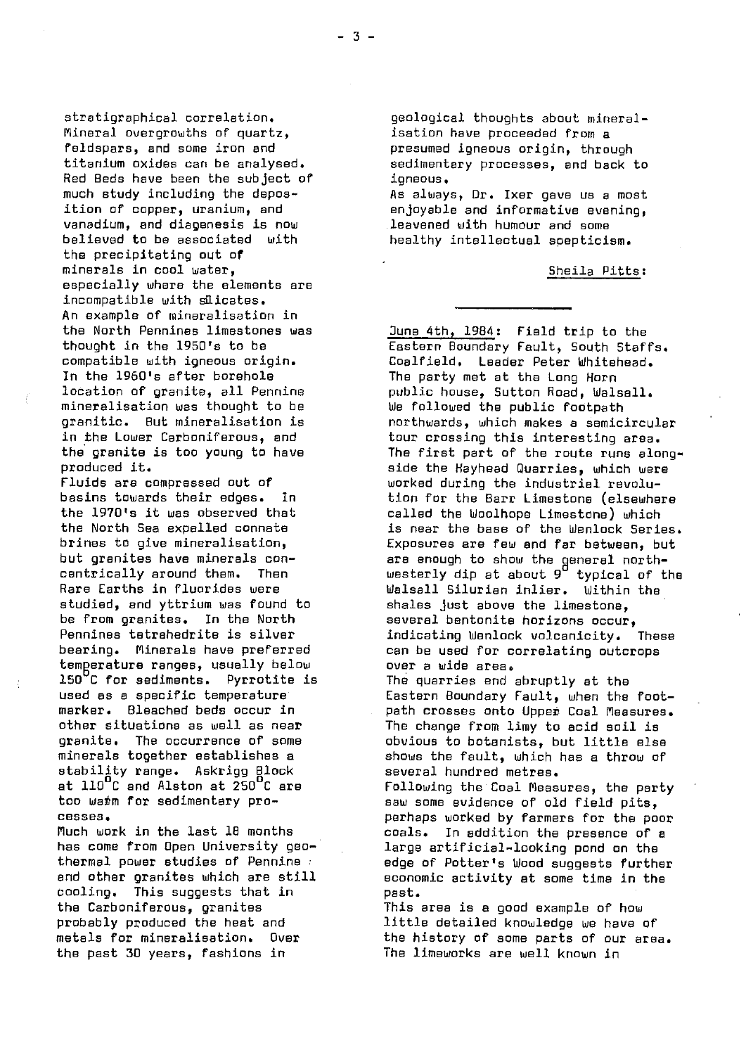stratigraphical correlation. Mineral overgrowths of quartz, feldspars, and some iron and titanium oxides can be analysed. Red Beds have been the subject of much study including the deposition of copper, uranium, and vanadium, and diagenesis is now believed to be associated with the precipitating out of minerals in cool water, especially where the elements are incompatible with silicates.

An example of mineralisation in the North Pennines limestones was thought in the 1950's to be compatible with igneous origin. In the 1960's after borehole location of granite, all Pennine mineralisation was thought to be granitic. But mineralisation is in the Lower Carboniferous, and the granite is too young to have produced it.

Fluids are compressed out of basins towards their edges. In the 1970's it was observed that the North Sea expelled connate brines to give mineralisation, but granites have minerals concentrically around them. Then Rare Earths in fluorides were studied, and yttrium was found to be from granites. In the North Pennines tetrahedrite is silver bearing. Minerals have preferred temperature ranges, usually below 150°C for sediments. Pyrrotite is used as a specific temperature marker. Bleached beds occur in other situations as well as near granite. The occurrence of some minerals together establishes a stability range. Askrigg Block at 110°C and Alston at 250°C are too warm for sedimentary processes.

Much work in the last 18 months has come from Open University geothermal power studies of Pennine and other granites which are still cooling. This suggests that in the Carboniferous, granites probably produced the heat and metals for mineralisation. Over the past 30 years, fashions in geological thoughts about mineralisation have proceeded from a presumed igneous origin, through sedimentary processes, and back to igneous.

As always, Dr. Ixer gave us a most enjoyable and informative evening, leavened with humour and some healthy intellectual scepticism.

Sheila Pitts:

---

June 4th, 1984: Field trip to the Eastern Boundary Fault, South Staffs. Coalfield. Leader Peter Whitehead.

The party met at the Long Horn public house, Sutton Road, Walsall. We followed the public footpath northwards, which makes a semicircular tour crossing this interesting area. The first part of the route runs alongside the Hayhead Quarries, which were worked during the industrial revolution for the Barr Limestone (elsewhere called the Woolhope Limestone) which is near the base of the Wenlock Series. Exposures are few and far between, but are enough to show the general northwesterly dip at about 9° typical of the Walsall Silurian inlier. Within the shales just above the limestone, several bentonite horizons occur, indicating Wenlock volcanicity. These can be used for correlating outcrops over a wide area.

The quarries end abruptly at the Eastern Boundary Fault, when the footpath crosses onto Upper Coal Measures. The change from limy to acid soil is obvious to botanists, but little else shows the fault, which has a throw of several hundred metres.

Following the Coal Measures, the party saw some evidence of old field pits, perhaps worked by farmers for the poor coals. In addition the presence of a large artificial-looking pond on the edge of Potter's Wood suggests further economic activity at some time in the past.

This area is a good example of how little detailed knowledge we have of the history of some parts of our area. The limeworks are well known in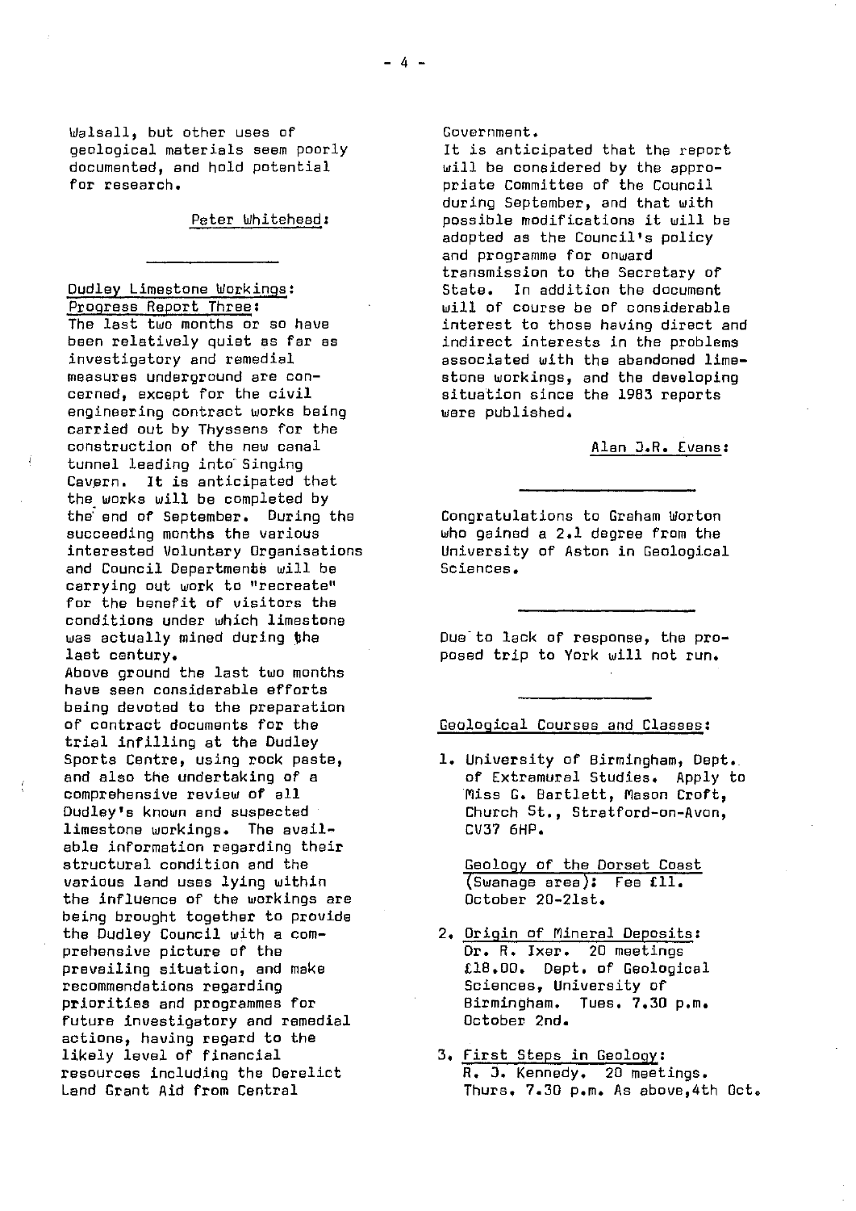Walsall, but other uses of geological materials seem poorly documented, and hold potential for research.

Peter Whitehead:

---

Dudley Limestone Workings: Progress Report Three:

The last two months or so have been relatively quiet as far as investigatory and remedial measures underground are concerned, except for the civil engineering contract works being carried out by Thyssens for the construction of the new canal tunnel leading into Singing Cavern. It is anticipated that the works will be completed by the end of September. During the succeeding months the various interested Voluntary Organisations and Council Departments will be carrying out work to "recreate" for the benefit of visitors the conditions under which limestone was actually mined during the last century.

Above ground the last two months have seen considerable efforts being devoted to the preparation of contract documents for the trial infilling at the Dudley Sports Centre, using rock paste, and also the undertaking of a comprehensive review of all Dudley's known and suspected limestone workings. The available information regarding their structural condition and the various land uses lying within the influence of the workings are being brought together to provide the Dudley Council with a comprehensive picture of the prevailing situation, and make recommendations regarding priorities and programmes for future investigatory and remedial actions, having regard to the likely level of financial resources including the Derelict Land Grant Aid from Central Government.

It is anticipated that the report will be considered by the appropriate Committee of the Council during September, and that with possible modifications it will be adopted as the Council's policy and programme for onward transmission to the Secretary of State. In addition the document will of course be of considerable interest to those having direct and indirect interests in the problems associated with the abandoned limestone workings, and the developing situation since the 1983 reports were published.

Alan J.R. Evans:

---

Congratulations to Graham Worton who gained a 2.1 degree from the University of Aston in Geological Sciences.

---

Due to lack of response, the proposed trip to York will not run.

---

Geological Courses and Classes:

1. University of Birmingham, Dept. of Extramural Studies. Apply to Miss G. Bartlett, Mason Croft, Church St., Stratford-on-Avon, CV37 6HP.

   Geology of the Dorset Coast (Swanage area): Fee £11. October 20-21st.

2. Origin of Mineral Deposits: Dr. R. Ixer. 20 meetings £18.00. Dept. of Geological Sciences, University of Birmingham. Tues. 7.30 p.m. October 2nd.

3. First Steps in Geology: R. J. Kennedy. 20 meetings. Thurs. 7.30 p.m. As above, 4th Oct.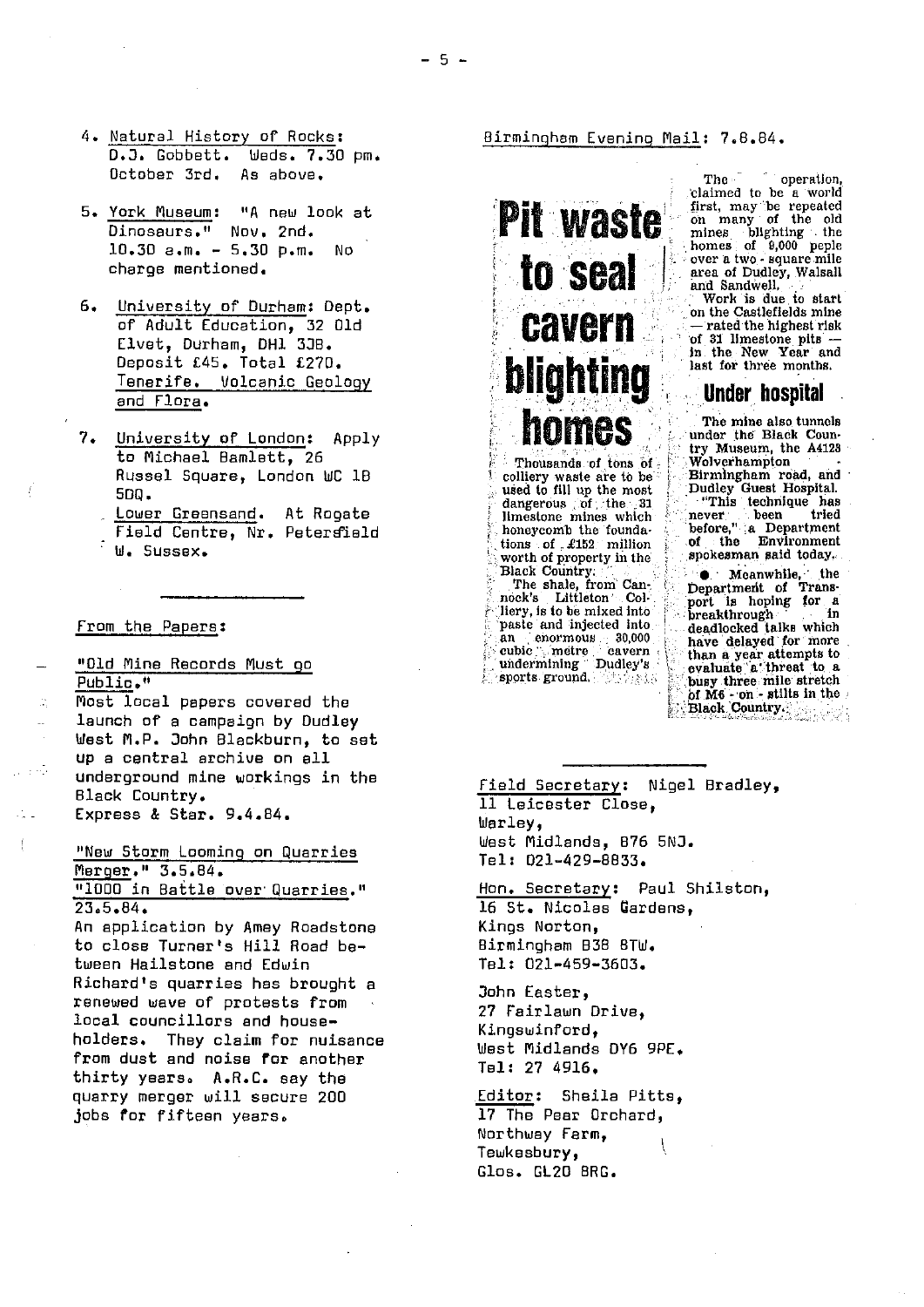4. Natural History of Rocks: D.J. Gobbett. Weds. 7.30 pm. October 3rd. As above.

5. York Museum: "A new look at Dinosaurs." Nov. 2nd. 10.30 a.m. - 5.30 p.m. No charge mentioned.

6. University of Durham: Dept. of Adult Education, 32 Old Elvet, Durham, DH1 3JB. Deposit £45. Total £270. Tenerife. Volcanic Geology and Flora.

7. University of London: Apply to Michael Bamlett, 26 Russel Square, London WC 1B 5DQ.
   Lower Greensand. At Rogate Field Centre, Nr. Petersfield W. Sussex.

---

From the Papers:

- "Old Mine Records Must go Public."

Most local papers covered the launch of a campaign by Dudley West M.P. John Blackburn, to set up a central archive on all underground mine workings in the Black Country.
Express & Star. 9.4.84.

"New Storm Looming on Quarries Merger." 3.5.84.
"1000 in Battle over Quarries." 23.5.84.
An application by Amey Roadstone to close Turner's Hill Road between Hailstone and Edwin Richard's quarries has brought a renewed wave of protests from local councillors and householders. They claim for nuisance from dust and noise for another thirty years. A.R.C. say the quarry merger will secure 200 jobs for fifteen years.

Birmingham Evening Mail: 7.8.84.

# Pit waste to seal cavern blighting homes

Thousands of tons of colliery waste are to be used to fill up the most dangerous of the 31 limestone mines which honeycomb the foundations of £152 million worth of property in the Black Country.

The shale, from Cannock's Littleton Colliery, is to be mixed into paste and injected into an enormous 30,000 cubic metre cavern undermining Dudley's sports ground.

The operation, claimed to be a world first, may be repeated on many of the old mines blighting the homes of 9,000 peple over a two-square mile area of Dudley, Walsall and Sandwell.

Work is due to start on the Castlefields mine — rated the highest risk of 31 limestone pits — in the New Year and last for three months.

## Under hospital

The mine also tunnels under the Black Country Museum, the A4123 Wolverhampton - Birmingham road, and Dudley Guest Hospital.

"This technique has never been tried before," a Department of the Environment spokesman said today.

● Meanwhile, the Department of Transport is hoping for a breakthrough in deadlocked talks which have delayed for more than a year attempts to evaluate a threat to a busy three mile stretch of M6 - on - stilts in the Black Country.

---

Field Secretary: Nigel Bradley,
11 Leicester Close,
Warley,
West Midlands, B76 5NJ.
Tel: 021-429-8833.

Hon. Secretary: Paul Shilston,
16 St. Nicolas Gardens,
Kings Norton,
Birmingham B38 8TW.
Tel: 021-459-3603.

John Easter,
27 Fairlawn Drive,
Kingswinford,
West Midlands DY6 9PE.
Tel: 27 4916.

Editor: Sheila Pitts,
17 The Pear Orchard,
Northway Farm,
Tewkesbury,
Glos. GL20 8RG.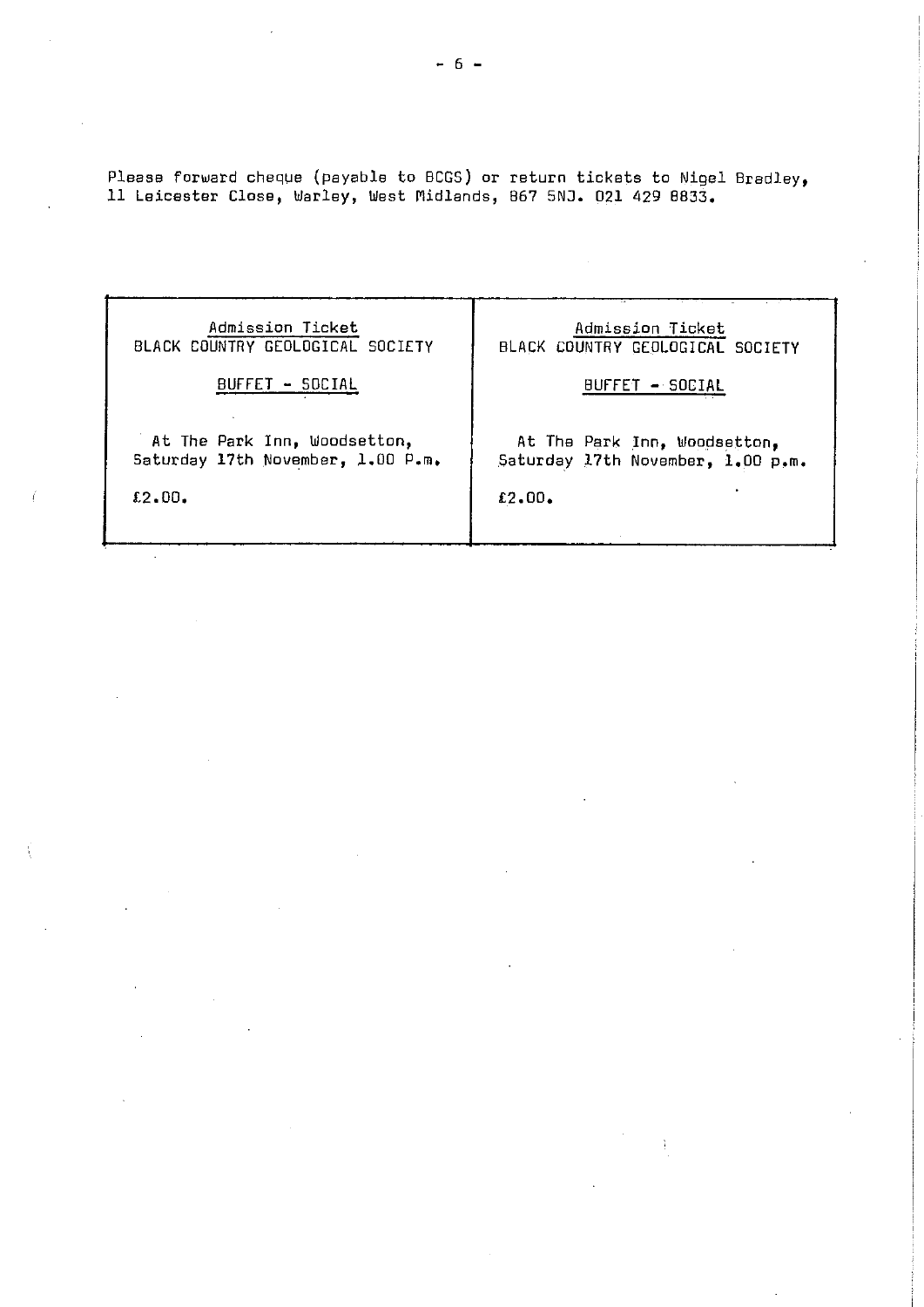Please forward cheque (payable to BCGS) or return tickets to Nigel Bradley, 11 Leicester Close, Warley, West Midlands, B67 5NJ. 021 429 8833.

| Admission Ticket<br>BLACK COUNTRY GEOLOGICAL SOCIETY<br><br><u>BUFFET - SOCIAL</u><br><br>At The Park Inn, Woodsetton,<br>Saturday 17th November, 1.00 P.m.<br><br>£2.00. | Admission Ticket<br>BLACK COUNTRY GEOLOGICAL SOCIETY<br><br><u>BUFFET - SOCIAL</u><br><br>At The Park Inn, Woodsetton,<br>Saturday 17th November, 1.00 p.m.<br><br>£2.00. |
|---|---|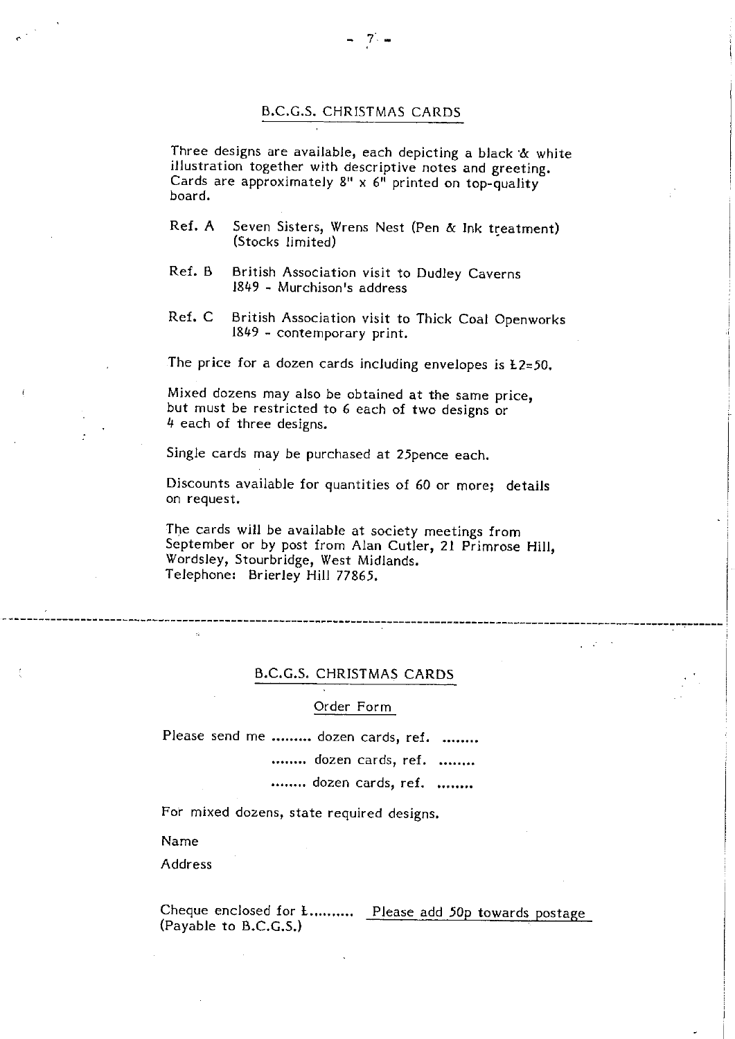## B.C.G.S. CHRISTMAS CARDS

Three designs are available, each depicting a black & white illustration together with descriptive notes and greeting. Cards are approximately 8" x 6" printed on top-quality board.

Ref. A Seven Sisters, Wrens Nest (Pen & Ink treatment) (Stocks limited)

Ref. B British Association visit to Dudley Caverns 1849 - Murchison's address

Ref. C British Association visit to Thick Coal Openworks 1849 - contemporary print.

The price for a dozen cards including envelopes is £2=50.

Mixed dozens may also be obtained at the same price, but must be restricted to 6 each of two designs or 4 each of three designs.

Single cards may be purchased at 25pence each.

Discounts available for quantities of 60 or more; details on request.

The cards will be available at society meetings from September or by post from Alan Cutler, 21 Primrose Hill, Wordsley, Stourbridge, West Midlands.
Telephone: Brierley Hill 77865.

---

## B.C.G.S. CHRISTMAS CARDS

### Order Form

Please send me ......... dozen cards, ref. ........

........ dozen cards, ref. ........

........ dozen cards, ref. ........

For mixed dozens, state required designs.

Name

Address

Cheque enclosed for £.......... Please add 50p towards postage
(Payable to B.C.G.S.)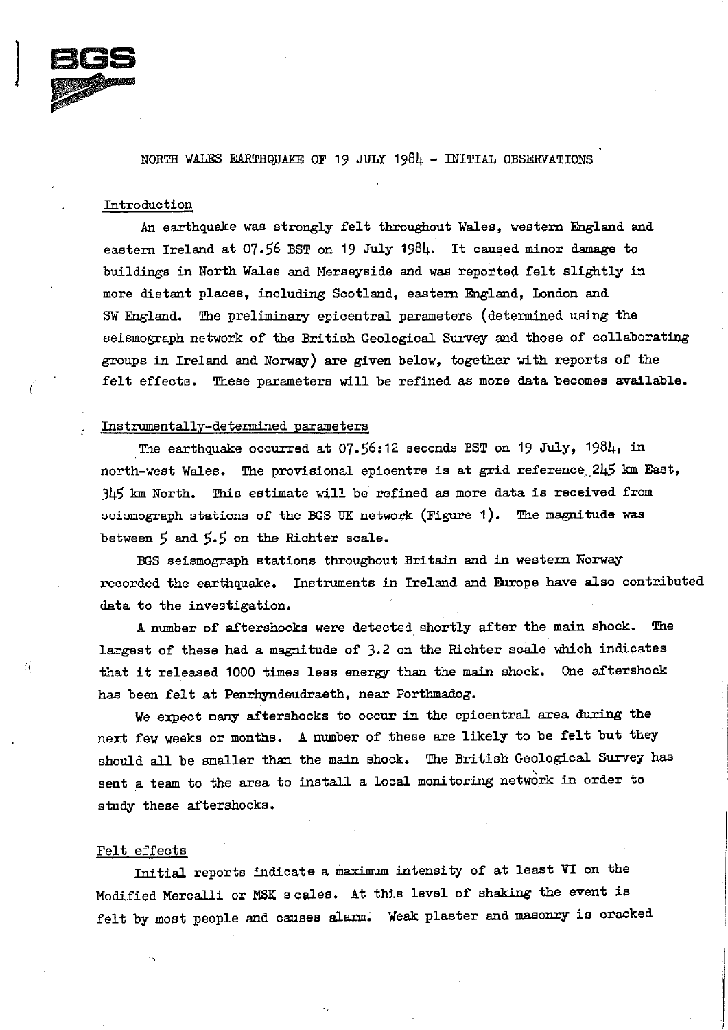BGS

# NORTH WALES EARTHQUAKE OF 19 JULY 1984 - INITIAL OBSERVATIONS

## Introduction

An earthquake was strongly felt throughout Wales, western England and eastern Ireland at 07.56 BST on 19 July 1984. It caused minor damage to buildings in North Wales and Merseyside and was reported felt slightly in more distant places, including Scotland, eastern England, London and SW England. The preliminary epicentral parameters (determined using the seismograph network of the British Geological Survey and those of collaborating groups in Ireland and Norway) are given below, together with reports of the felt effects. These parameters will be refined as more data becomes available.

## Instrumentally-determined parameters

The earthquake occurred at 07.56:12 seconds BST on 19 July, 1984, in north-west Wales. The provisional epicentre is at grid reference 245 km East, 345 km North. This estimate will be refined as more data is received from seismograph stations of the BGS UK network (Figure 1). The magnitude was between 5 and 5.5 on the Richter scale.

BGS seismograph stations throughout Britain and in western Norway recorded the earthquake. Instruments in Ireland and Europe have also contributed data to the investigation.

A number of aftershocks were detected shortly after the main shock. The largest of these had a magnitude of 3.2 on the Richter scale which indicates that it released 1000 times less energy than the main shock. One aftershock has been felt at Penrhyndeudraeth, near Porthmadog.

We expect many aftershocks to occur in the epicentral area during the next few weeks or months. A number of these are likely to be felt but they should all be smaller than the main shock. The British Geological Survey has sent a team to the area to install a local monitoring network in order to study these aftershocks.

## Felt effects

Initial reports indicate a maximum intensity of at least VI on the Modified Mercalli or MSK scales. At this level of shaking the event is felt by most people and causes alarm. Weak plaster and masonry is cracked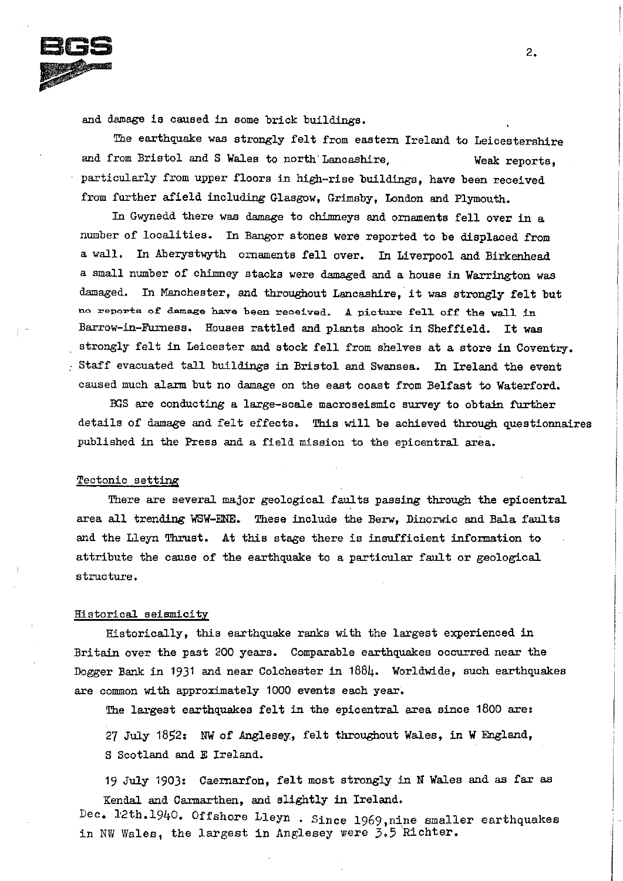and damage is caused in some brick buildings.

The earthquake was strongly felt from eastern Ireland to Leicestershire and from Bristol and S Wales to north Lancashire. Weak reports, particularly from upper floors in high-rise buildings, have been received from further afield including Glasgow, Grimsby, London and Plymouth.

In Gwynedd there was damage to chimneys and ornaments fell over in a number of localities. In Bangor stones were reported to be displaced from a wall. In Aberystwyth ornaments fell over. In Liverpool and Birkenhead a small number of chimney stacks were damaged and a house in Warrington was damaged. In Manchester, and throughout Lancashire, it was strongly felt but no reports of damage have been received. A picture fell off the wall in Barrow-in-Furness. Houses rattled and plants shook in Sheffield. It was strongly felt in Leicester and stock fell from shelves at a store in Coventry. Staff evacuated tall buildings in Bristol and Swansea. In Ireland the event caused much alarm but no damage on the east coast from Belfast to Waterford.

BGS are conducting a large-scale macroseismic survey to obtain further details of damage and felt effects. This will be achieved through questionnaires published in the Press and a field mission to the epicentral area.

## Tectonic setting

There are several major geological faults passing through the epicentral area all trending WSW-ENE. These include the Berw, Dinorwic and Bala faults and the Lleyn Thrust. At this stage there is insufficient information to attribute the cause of the earthquake to a particular fault or geological structure.

## Historical seismicity

Historically, this earthquake ranks with the largest experienced in Britain over the past 200 years. Comparable earthquakes occurred near the Dogger Bank in 1931 and near Colchester in 1884. Worldwide, such earthquakes are common with approximately 1000 events each year.

The largest earthquakes felt in the epicentral area since 1800 are:

27 July 1852: NW of Anglesey, felt throughout Wales, in W England, S Scotland and E Ireland.

19 July 1903: Caernarfon, felt most strongly in N Wales and as far as Kendal and Carmarthen, and slightly in Ireland.

Dec. 12th.1940. Offshore Lleyn . Since 1969,nine smaller earthquakes in NW Wales, the largest in Anglesey were 3.5 Richter.